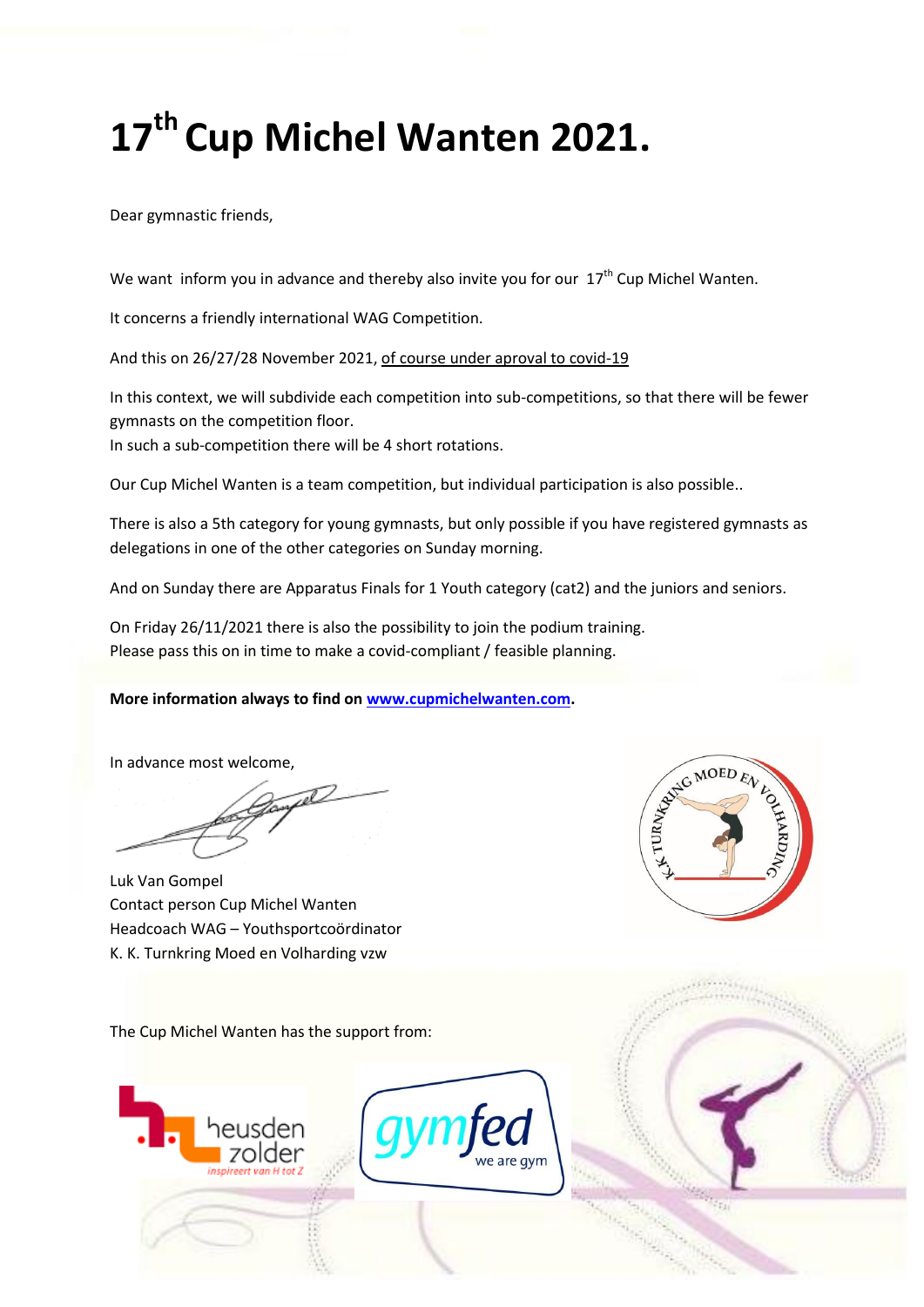# 17th Cup Michel Wanten 2021.

Dear gymnastic friends,

We want inform you in advance and thereby also invite you for our 17th Cup Michel Wanten.

It concerns a friendly international WAG Competition.

And this on 26/27/28 November 2021, of course under aproval to covid-19

In this context, we will subdivide each competition into sub-competitions, so that there will be fewer gymnasts on the competition floor.
In such a sub-competition there will be 4 short rotations.

Our Cup Michel Wanten is a team competition, but individual participation is also possible..

There is also a 5th category for young gymnasts, but only possible if you have registered gymnasts as delegations in one of the other categories on Sunday morning.

And on Sunday there are Apparatus Finals for 1 Youth category (cat2) and the juniors and seniors.

On Friday 26/11/2021 there is also the possibility to join the podium training.
Please pass this on in time to make a covid-compliant / feasible planning.

**More information always to find on [www.cupmichelwanten.com](http://www.cupmichelwanten.com).**

In advance most welcome,

Luk Van Gompel
Contact person Cup Michel Wanten
Headcoach WAG – Youthsportcoördinator
K. K. Turnkring Moed en Volharding vzw

The Cup Michel Wanten has the support from: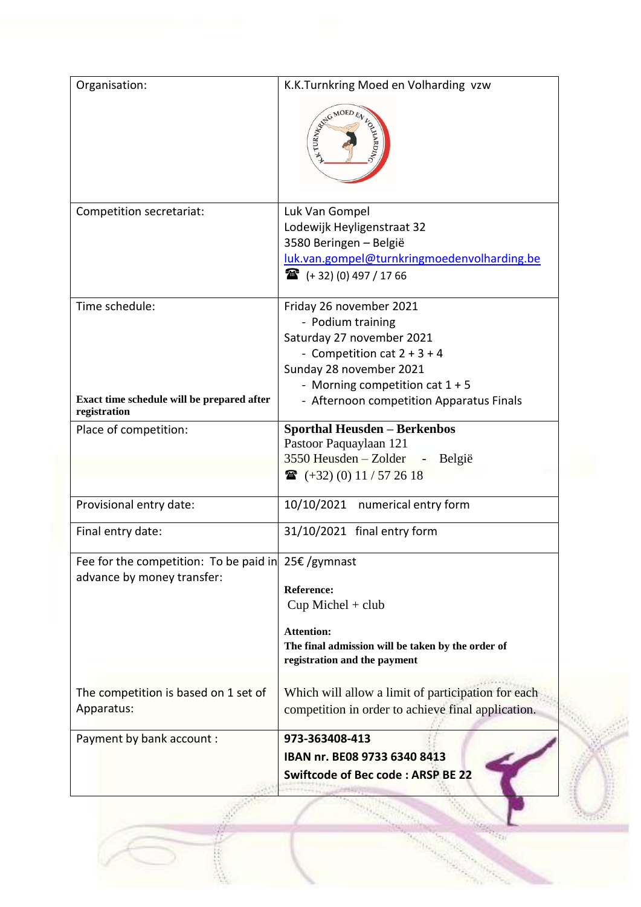| | |
|---|---|
| Organisation: | K.K.Turnkring Moed en Volharding vzw |
| Competition secretariat: | Luk Van Gompel<br>Lodewijk Heyligenstraat 32<br>3580 Beringen – België<br>luk.van.gompel@turnkringmoedenvolharding.be<br>☎ (+ 32) (0) 497 / 17 66 |
| Time schedule:<br><br>**Exact time schedule will be prepared after registration** | Friday 26 november 2021<br>- Podium training<br>Saturday 27 november 2021<br>- Competition cat 2 + 3 + 4<br>Sunday 28 november 2021<br>- Morning competition cat 1 + 5<br>- Afternoon competition Apparatus Finals |
| Place of competition: | **Sporthal Heusden – Berkenbos**<br>Pastoor Paquaylaan 121<br>3550 Heusden – Zolder - België<br>☎ (+32) (0) 11 / 57 26 18 |
| Provisional entry date: | 10/10/2021 numerical entry form |
| Final entry date: | 31/10/2021 final entry form |
| Fee for the competition: To be paid in advance by money transfer:<br><br>The competition is based on 1 set of Apparatus: | 25€ /gymnast<br><br>**Reference:**<br>Cup Michel + club<br><br>**Attention:**<br>**The final admission will be taken by the order of registration and the payment**<br><br>Which will allow a limit of participation for each competition in order to achieve final application. |
| Payment by bank account : | **973-363408-413**<br>**IBAN nr. BE08 9733 6340 8413**<br>**Swiftcode of Bec code : ARSP BE 22** |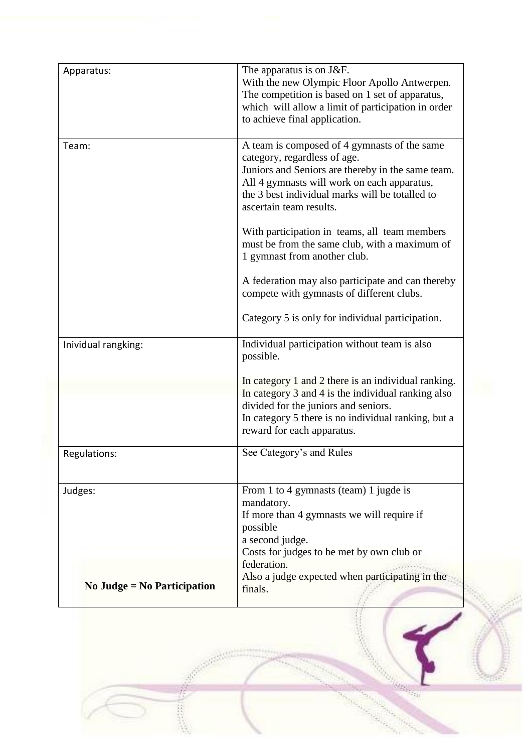| Apparatus: | The apparatus is on J&F.<br>With the new Olympic Floor Apollo Antwerpen.<br>The competition is based on 1 set of apparatus, which will allow a limit of participation in order to achieve final application. |
|---|---|
| Team: | A team is composed of 4 gymnasts of the same category, regardless of age.<br>Juniors and Seniors are thereby in the same team.<br>All 4 gymnasts will work on each apparatus, the 3 best individual marks will be totalled to ascertain team results.<br><br>With participation in teams, all team members must be from the same club, with a maximum of 1 gymnast from another club.<br><br>A federation may also participate and can thereby compete with gymnasts of different clubs.<br><br>Category 5 is only for individual participation. |
| Inividual rangking: | Individual participation without team is also possible.<br><br>In category 1 and 2 there is an individual ranking.<br>In category 3 and 4 is the individual ranking also divided for the juniors and seniors.<br>In category 5 there is no individual ranking, but a reward for each apparatus. |
| Regulations: | See Category's and Rules |
| Judges:<br><br>**No Judge = No Participation** | From 1 to 4 gymnasts (team) 1 jugde is mandatory.<br>If more than 4 gymnasts we will require if possible<br>a second judge.<br>Costs for judges to be met by own club or federation.<br>Also a judge expected when participating in the finals. |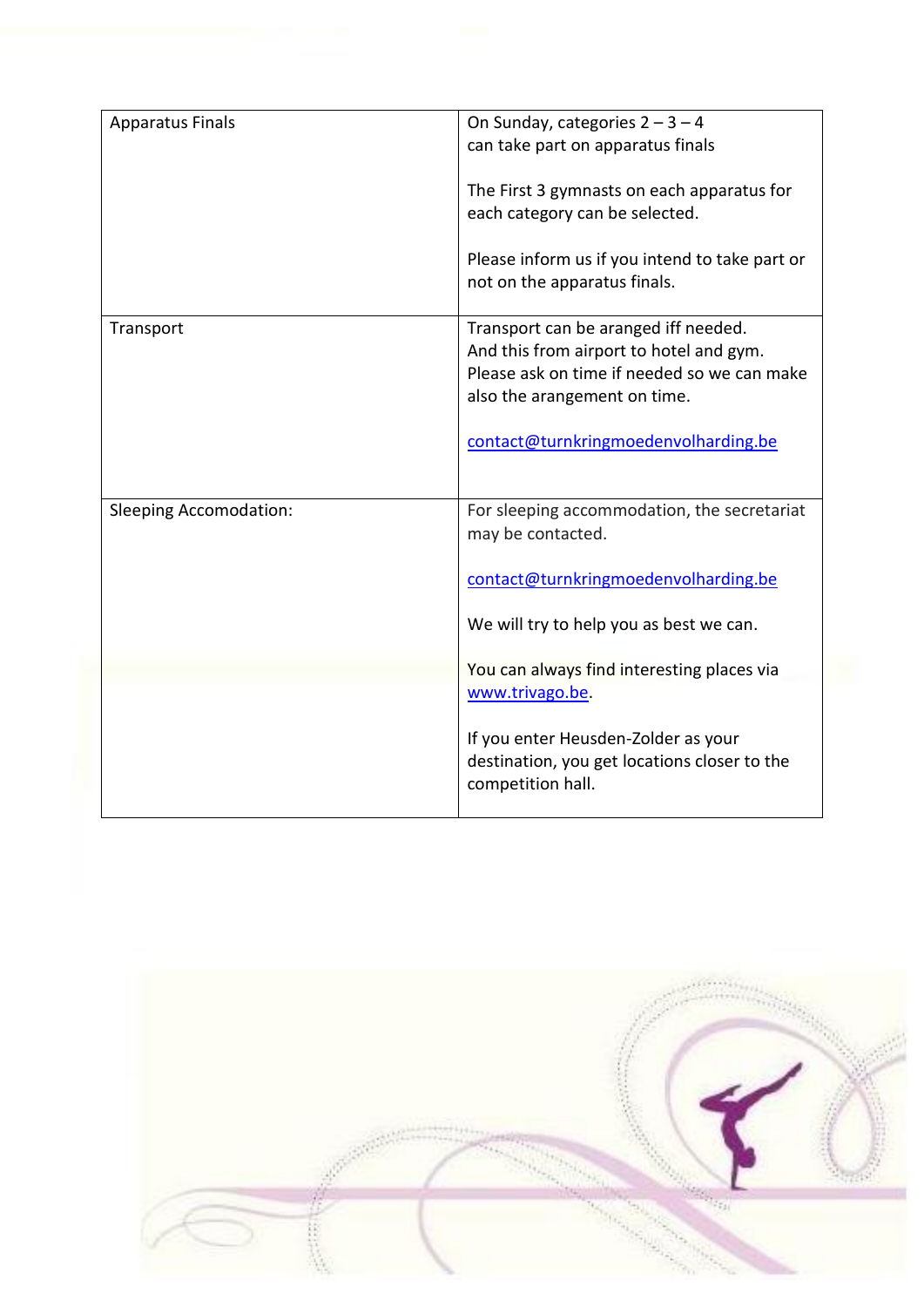| | |
|---|---|
| Apparatus Finals | On Sunday, categories 2 – 3 – 4 can take part on apparatus finals<br><br>The First 3 gymnasts on each apparatus for each category can be selected.<br><br>Please inform us if you intend to take part or not on the apparatus finals. |
| Transport | Transport can be aranged iff needed. And this from airport to hotel and gym. Please ask on time if needed so we can make also the arangement on time.<br><br>contact@turnkringmoedenvolharding.be |
| Sleeping Accomodation: | For sleeping accommodation, the secretariat may be contacted.<br><br>contact@turnkringmoedenvolharding.be<br><br>We will try to help you as best we can.<br><br>You can always find interesting places via www.trivago.be.<br><br>If you enter Heusden-Zolder as your destination, you get locations closer to the competition hall. |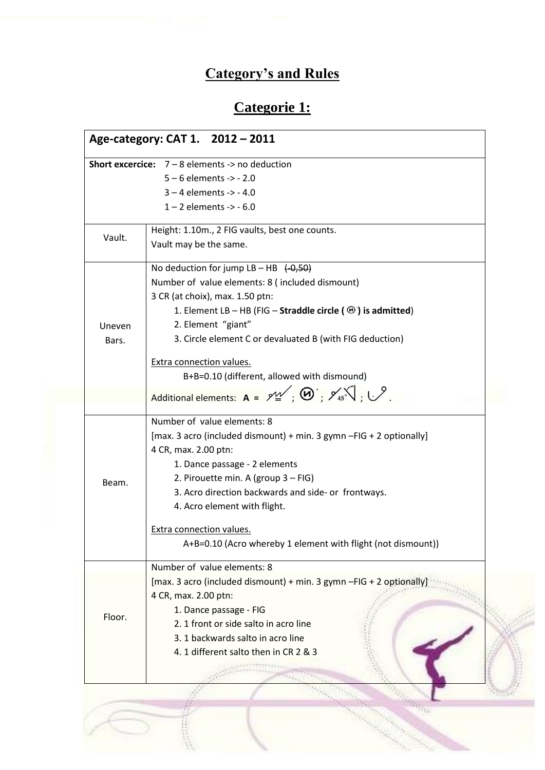# Category's and Rules

## Categorie 1:

| Age-category: CAT 1. 2012 – 2011 | |
|---|---|
| **Short excercice:** 7 – 8 elements -> no deduction<br>5 – 6 elements -> - 2.0<br>3 – 4 elements -> - 4.0<br>1 – 2 elements -> - 6.0 | |
| Vault. | Height: 1.10m., 2 FIG vaults, best one counts.<br>Vault may be the same. |
| Uneven Bars. | No deduction for jump LB – HB ~~(-0,50)~~<br>Number of value elements: 8 ( included dismount)<br>3 CR (at choix), max. 1.50 ptn:<br>1. Element LB – HB (FIG – **Straddle circle ( ) is admitted**)<br>2. Element "giant"<br>3. Circle element C or devaluated B (with FIG deduction)<br><br>Extra connection values.<br>B+B=0.10 (different, allowed with dismound)<br>Additional elements: **A =** ; ; ; . |
| Beam. | Number of value elements: 8<br>[max. 3 acro (included dismount) + min. 3 gymn –FIG + 2 optionally]<br>4 CR, max. 2.00 ptn:<br>1. Dance passage - 2 elements<br>2. Pirouette min. A (group 3 – FIG)<br>3. Acro direction backwards and side- or frontways.<br>4. Acro element with flight.<br><br>Extra connection values.<br>A+B=0.10 (Acro whereby 1 element with flight (not dismount)) |
| Floor. | Number of value elements: 8<br>[max. 3 acro (included dismount) + min. 3 gymn –FIG + 2 optionally]<br>4 CR, max. 2.00 ptn:<br>1. Dance passage - FIG<br>2. 1 front or side salto in acro line<br>3. 1 backwards salto in acro line<br>4. 1 different salto then in CR 2 & 3 |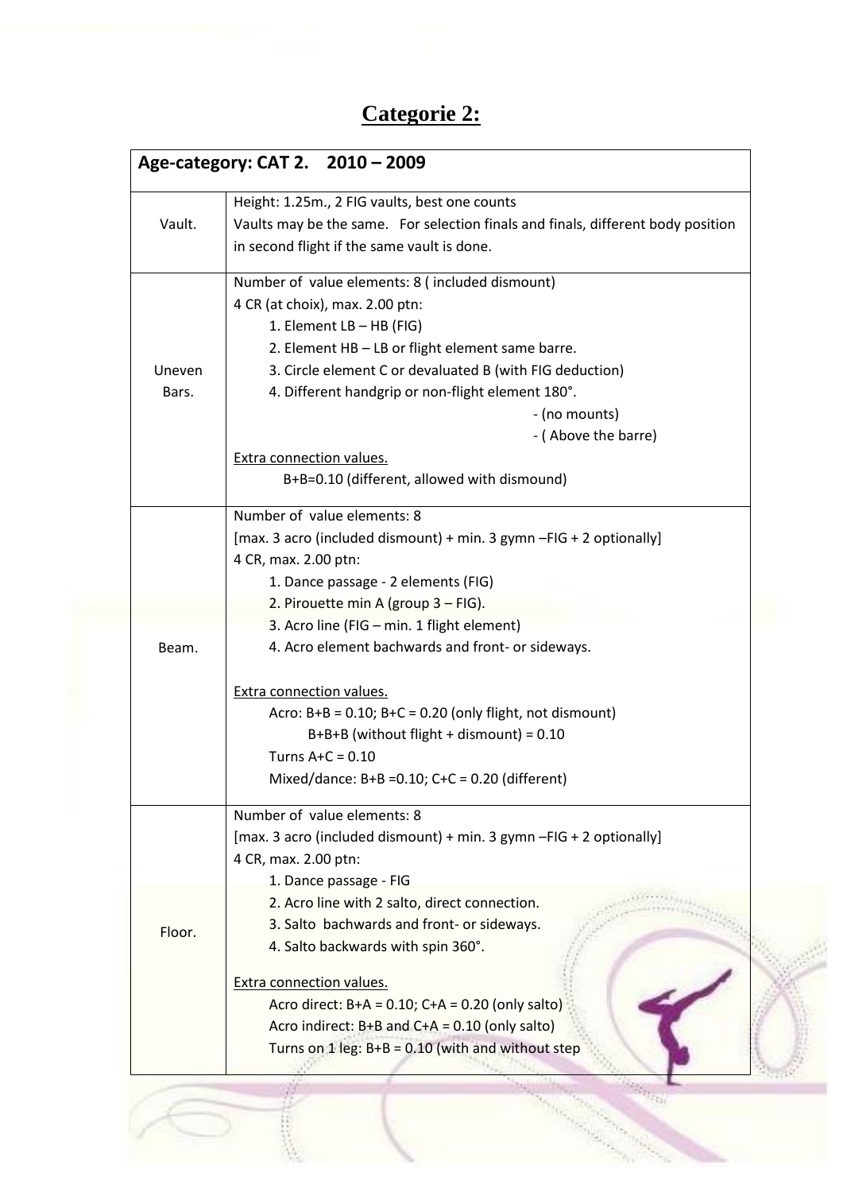# Categorie 2:

| Age-category: CAT 2. 2010 – 2009 | |
|---|---|
| Vault. | Height: 1.25m., 2 FIG vaults, best one counts<br>Vaults may be the same. For selection finals and finals, different body position in second flight if the same vault is done. |
| Uneven Bars. | Number of value elements: 8 ( included dismount)<br>4 CR (at choix), max. 2.00 ptn:<br>1. Element LB – HB (FIG)<br>2. Element HB – LB or flight element same barre.<br>3. Circle element C or devaluated B (with FIG deduction)<br>4. Different handgrip or non-flight element 180°.<br>- (no mounts)<br>- ( Above the barre)<br>Extra connection values.<br>B+B=0.10 (different, allowed with dismound) |
| Beam. | Number of value elements: 8<br>[max. 3 acro (included dismount) + min. 3 gymn –FIG + 2 optionally]<br>4 CR, max. 2.00 ptn:<br>1. Dance passage - 2 elements (FIG)<br>2. Pirouette min A (group 3 – FIG).<br>3. Acro line (FIG – min. 1 flight element)<br>4. Acro element bachwards and front- or sideways.<br><br>Extra connection values.<br>Acro: B+B = 0.10; B+C = 0.20 (only flight, not dismount)<br>B+B+B (without flight + dismount) = 0.10<br>Turns A+C = 0.10<br>Mixed/dance: B+B =0.10; C+C = 0.20 (different) |
| Floor. | Number of value elements: 8<br>[max. 3 acro (included dismount) + min. 3 gymn –FIG + 2 optionally]<br>4 CR, max. 2.00 ptn:<br>1. Dance passage - FIG<br>2. Acro line with 2 salto, direct connection.<br>3. Salto bachwards and front- or sideways.<br>4. Salto backwards with spin 360°.<br><br>Extra connection values.<br>Acro direct: B+A = 0.10; C+A = 0.20 (only salto)<br>Acro indirect: B+B and C+A = 0.10 (only salto)<br>Turns on 1 leg: B+B = 0.10 (with and without step |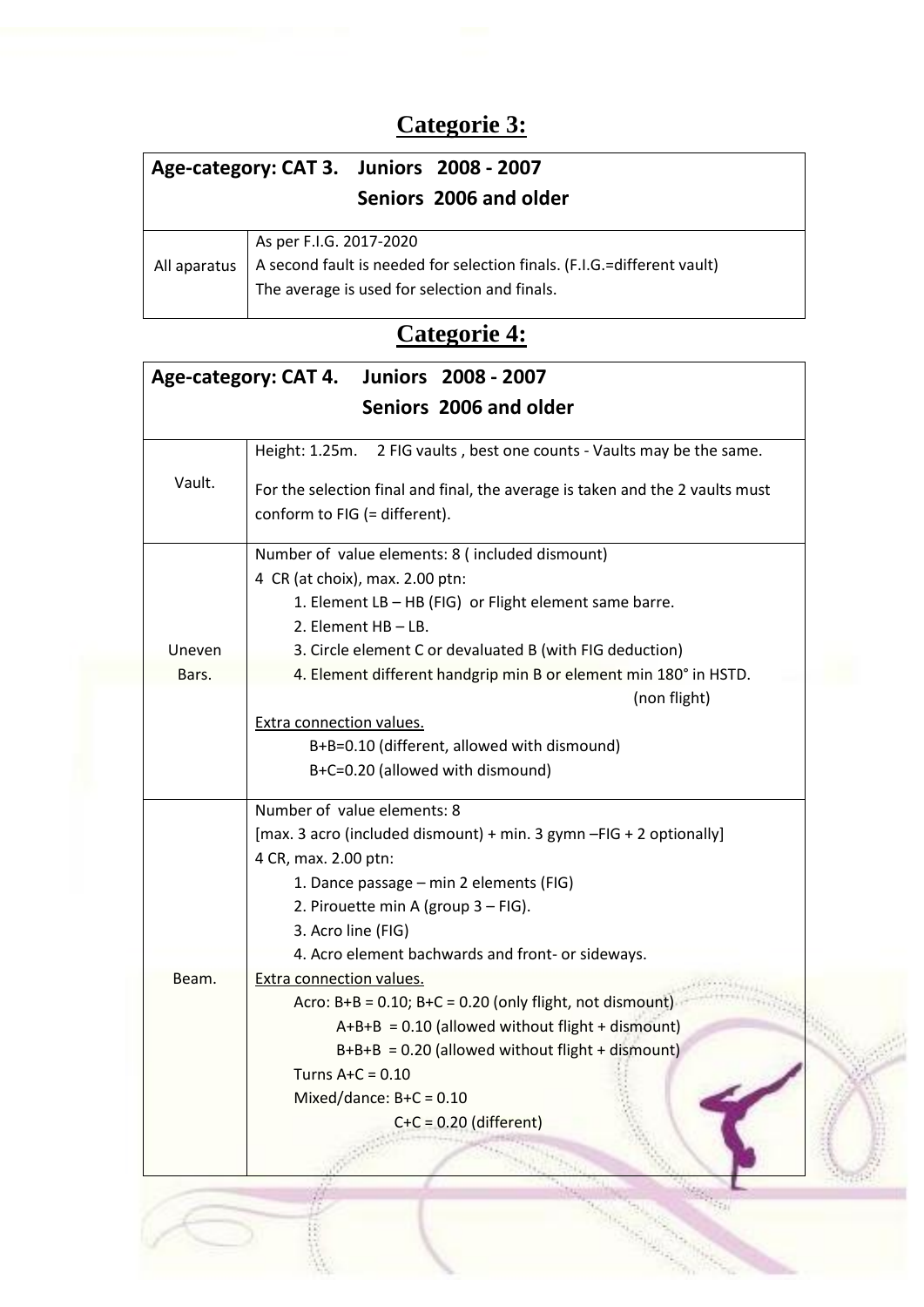## Categorie 3:

| Age-category: CAT 3. Juniors 2008 - 2007<br>Seniors 2006 and older | |
|---|---|
| All aparatus | As per F.I.G. 2017-2020<br>A second fault is needed for selection finals. (F.I.G.=different vault)<br>The average is used for selection and finals. |

## Categorie 4:

| Age-category: CAT 4. Juniors 2008 - 2007<br>Seniors 2006 and older | |
|---|---|
| Vault. | Height: 1.25m. 2 FIG vaults , best one counts - Vaults may be the same.<br><br>For the selection final and final, the average is taken and the 2 vaults must conform to FIG (= different). |
| Uneven Bars. | Number of value elements: 8 ( included dismount)<br>4 CR (at choix), max. 2.00 ptn:<br>1. Element LB – HB (FIG) or Flight element same barre.<br>2. Element HB – LB.<br>3. Circle element C or devaluated B (with FIG deduction)<br>4. Element different handgrip min B or element min 180° in HSTD. (non flight)<br>Extra connection values.<br>B+B=0.10 (different, allowed with dismound)<br>B+C=0.20 (allowed with dismound) |
| Beam. | Number of value elements: 8<br>[max. 3 acro (included dismount) + min. 3 gymn –FIG + 2 optionally]<br>4 CR, max. 2.00 ptn:<br>1. Dance passage – min 2 elements (FIG)<br>2. Pirouette min A (group 3 – FIG).<br>3. Acro line (FIG)<br>4. Acro element bachwards and front- or sideways.<br>Extra connection values.<br>Acro: B+B = 0.10; B+C = 0.20 (only flight, not dismount)<br>A+B+B = 0.10 (allowed without flight + dismount)<br>B+B+B = 0.20 (allowed without flight + dismount)<br>Turns A+C = 0.10<br>Mixed/dance: B+C = 0.10<br>C+C = 0.20 (different) |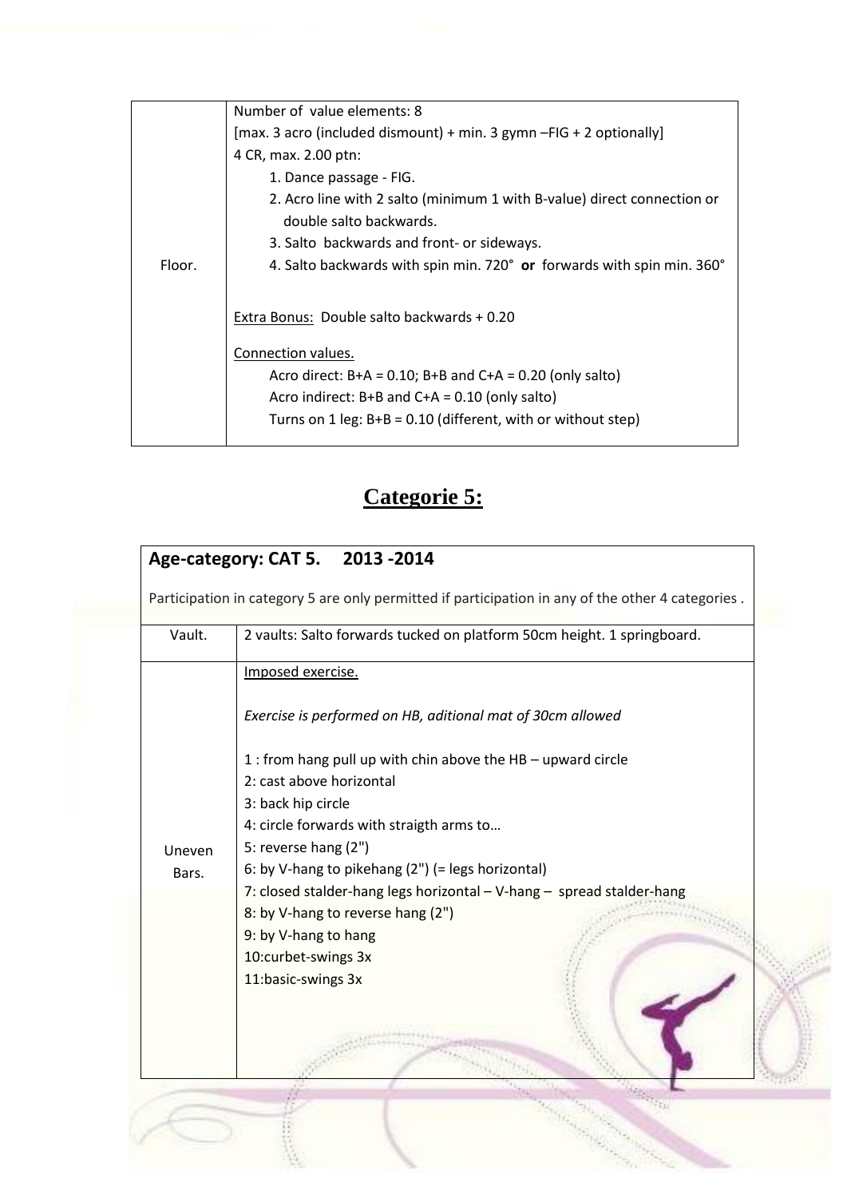| | |
|---|---|
| Floor. | Number of value elements: 8<br>[max. 3 acro (included dismount) + min. 3 gymn –FIG + 2 optionally]<br>4 CR, max. 2.00 ptn:<br>1. Dance passage - FIG.<br>2. Acro line with 2 salto (minimum 1 with B-value) direct connection or double salto backwards.<br>3. Salto backwards and front- or sideways.<br>4. Salto backwards with spin min. 720° **or** forwards with spin min. 360°<br><br>Extra Bonus: Double salto backwards + 0.20<br><br>Connection values.<br>Acro direct: B+A = 0.10; B+B and C+A = 0.20 (only salto)<br>Acro indirect: B+B and C+A = 0.10 (only salto)<br>Turns on 1 leg: B+B = 0.10 (different, with or without step) |

## Categorie 5:

| **Age-category: CAT 5. 2013 -2014** | |
|---|---|
| Participation in category 5 are only permitted if participation in any of the other 4 categories . | |
| Vault. | 2 vaults: Salto forwards tucked on platform 50cm height. 1 springboard. |
| Uneven Bars. | Imposed exercise.<br><br>*Exercise is performed on HB, aditional mat of 30cm allowed*<br><br>1 : from hang pull up with chin above the HB – upward circle<br>2: cast above horizontal<br>3: back hip circle<br>4: circle forwards with straigth arms to…<br>5: reverse hang (2")<br>6: by V-hang to pikehang (2") (= legs horizontal)<br>7: closed stalder-hang legs horizontal – V-hang – spread stalder-hang<br>8: by V-hang to reverse hang (2")<br>9: by V-hang to hang<br>10:curbet-swings 3x<br>11:basic-swings 3x |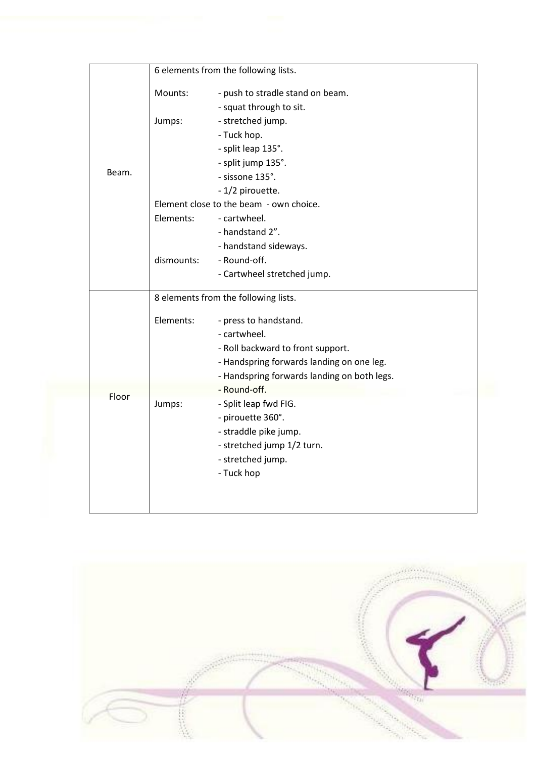| | |
|---|---|
| Beam. | 6 elements from the following lists.<br><br>Mounts: - push to stradle stand on beam.<br>- squat through to sit.<br>Jumps: - stretched jump.<br>- Tuck hop.<br>- split leap 135°.<br>- split jump 135°.<br>- sissone 135°.<br>- 1/2 pirouette.<br>Element close to the beam - own choice.<br>Elements: - cartwheel.<br>- handstand 2".<br>- handstand sideways.<br>dismounts: - Round-off.<br>- Cartwheel stretched jump. |
| Floor | 8 elements from the following lists.<br><br>Elements: - press to handstand.<br>- cartwheel.<br>- Roll backward to front support.<br>- Handspring forwards landing on one leg.<br>- Handspring forwards landing on both legs.<br>- Round-off.<br>Jumps: - Split leap fwd FIG.<br>- pirouette 360°.<br>- straddle pike jump.<br>- stretched jump 1/2 turn.<br>- stretched jump.<br>- Tuck hop |